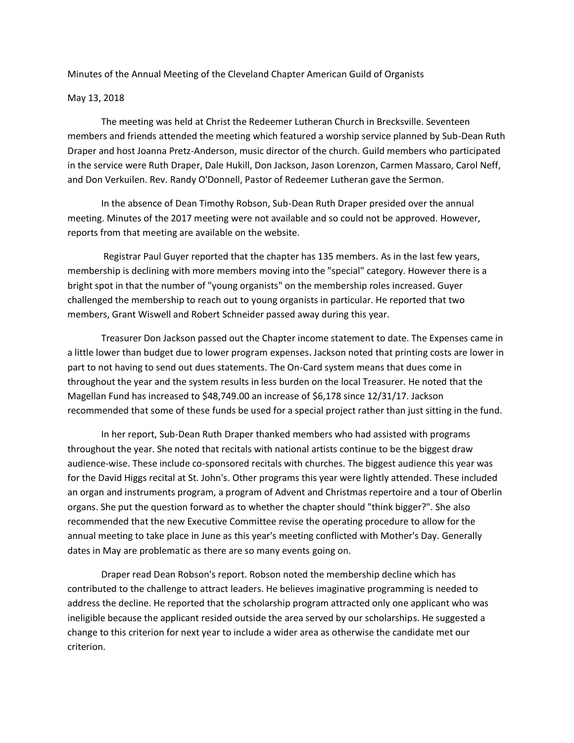Minutes of the Annual Meeting of the Cleveland Chapter American Guild of Organists

May 13, 2018

The meeting was held at Christ the Redeemer Lutheran Church in Brecksville. Seventeen members and friends attended the meeting which featured a worship service planned by Sub-Dean Ruth Draper and host Joanna Pretz-Anderson, music director of the church. Guild members who participated in the service were Ruth Draper, Dale Hukill, Don Jackson, Jason Lorenzon, Carmen Massaro, Carol Neff, and Don Verkuilen. Rev. Randy O'Donnell, Pastor of Redeemer Lutheran gave the Sermon.

In the absence of Dean Timothy Robson, Sub-Dean Ruth Draper presided over the annual meeting. Minutes of the 2017 meeting were not available and so could not be approved. However, reports from that meeting are available on the website.

Registrar Paul Guyer reported that the chapter has 135 members. As in the last few years, membership is declining with more members moving into the "special" category. However there is a bright spot in that the number of "young organists" on the membership roles increased. Guyer challenged the membership to reach out to young organists in particular. He reported that two members, Grant Wiswell and Robert Schneider passed away during this year.

Treasurer Don Jackson passed out the Chapter income statement to date. The Expenses came in a little lower than budget due to lower program expenses. Jackson noted that printing costs are lower in part to not having to send out dues statements. The On-Card system means that dues come in throughout the year and the system results in less burden on the local Treasurer. He noted that the Magellan Fund has increased to $48,749.00 an increase of $6,178 since 12/31/17. Jackson recommended that some of these funds be used for a special project rather than just sitting in the fund.

In her report, Sub-Dean Ruth Draper thanked members who had assisted with programs throughout the year. She noted that recitals with national artists continue to be the biggest draw audience-wise. These include co-sponsored recitals with churches. The biggest audience this year was for the David Higgs recital at St. John's. Other programs this year were lightly attended. These included an organ and instruments program, a program of Advent and Christmas repertoire and a tour of Oberlin organs. She put the question forward as to whether the chapter should "think bigger?". She also recommended that the new Executive Committee revise the operating procedure to allow for the annual meeting to take place in June as this year's meeting conflicted with Mother's Day. Generally dates in May are problematic as there are so many events going on.

Draper read Dean Robson's report. Robson noted the membership decline which has contributed to the challenge to attract leaders. He believes imaginative programming is needed to address the decline. He reported that the scholarship program attracted only one applicant who was ineligible because the applicant resided outside the area served by our scholarships. He suggested a change to this criterion for next year to include a wider area as otherwise the candidate met our criterion.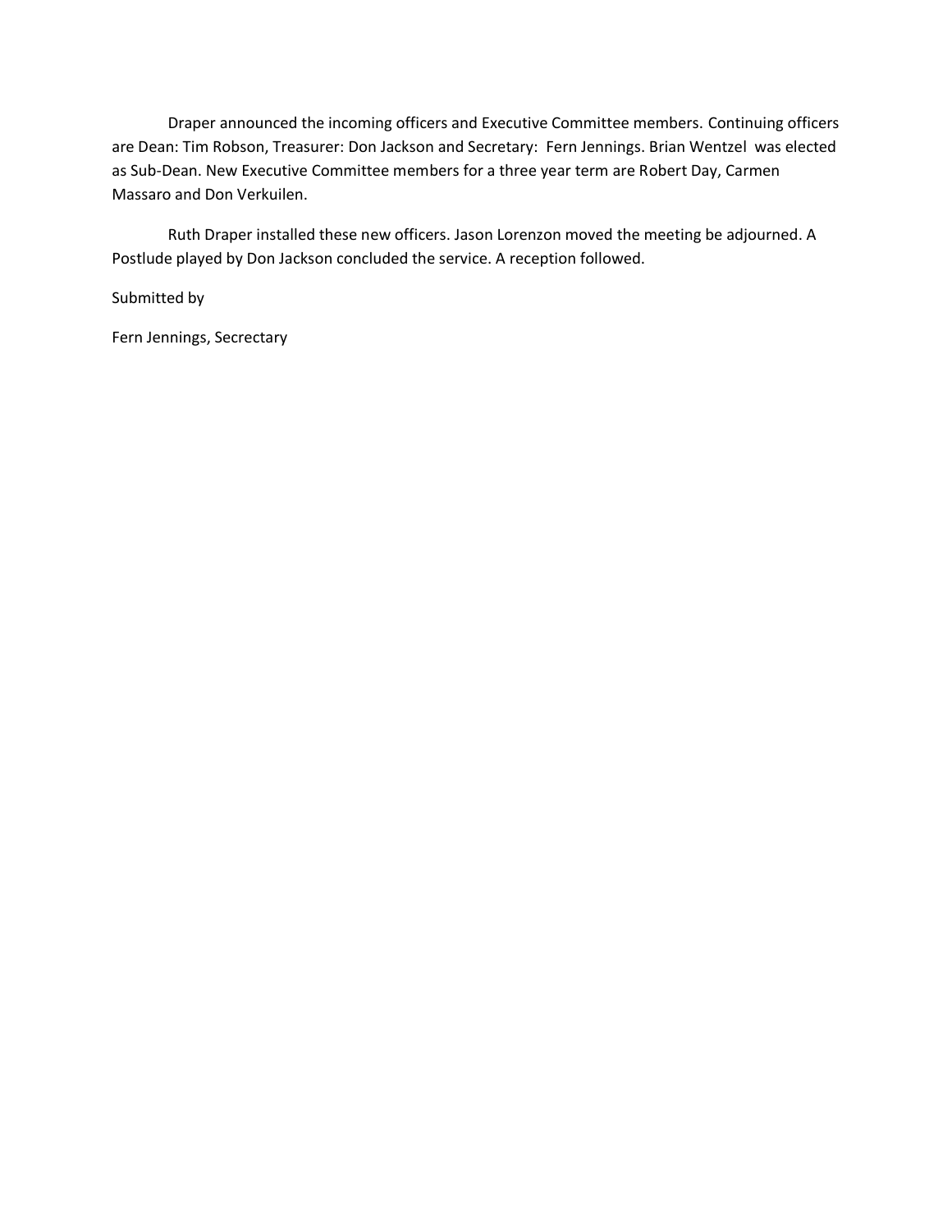Draper announced the incoming officers and Executive Committee members. Continuing officers are Dean: Tim Robson, Treasurer: Don Jackson and Secretary: Fern Jennings. Brian Wentzel was elected as Sub-Dean. New Executive Committee members for a three year term are Robert Day, Carmen Massaro and Don Verkuilen.

Ruth Draper installed these new officers. Jason Lorenzon moved the meeting be adjourned. A Postlude played by Don Jackson concluded the service. A reception followed.

Submitted by

Fern Jennings, Secrectary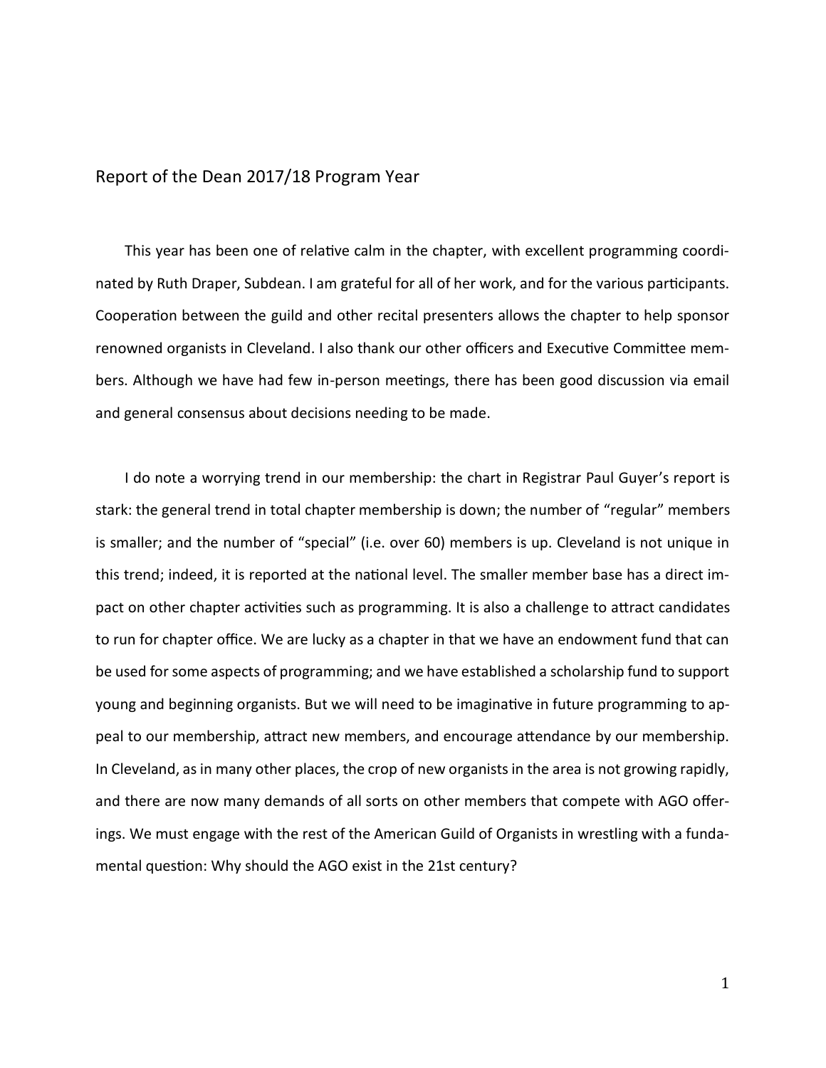## Report of the Dean 2017/18 Program Year

This year has been one of relative calm in the chapter, with excellent programming coordinated by Ruth Draper, Subdean. I am grateful for all of her work, and for the various participants. Cooperation between the guild and other recital presenters allows the chapter to help sponsor renowned organists in Cleveland. I also thank our other officers and Executive Committee members. Although we have had few in-person meetings, there has been good discussion via email and general consensus about decisions needing to be made.

I do note a worrying trend in our membership: the chart in Registrar Paul Guyer's report is stark: the general trend in total chapter membership is down; the number of "regular" members is smaller; and the number of "special" (i.e. over 60) members is up. Cleveland is not unique in this trend; indeed, it is reported at the national level. The smaller member base has a direct impact on other chapter activities such as programming. It is also a challenge to attract candidates to run for chapter office. We are lucky as a chapter in that we have an endowment fund that can be used for some aspects of programming; and we have established a scholarship fund to support young and beginning organists. But we will need to be imaginative in future programming to appeal to our membership, attract new members, and encourage attendance by our membership. In Cleveland, as in many other places, the crop of new organists in the area is not growing rapidly, and there are now many demands of all sorts on other members that compete with AGO offerings. We must engage with the rest of the American Guild of Organists in wrestling with a fundamental question: Why should the AGO exist in the 21st century?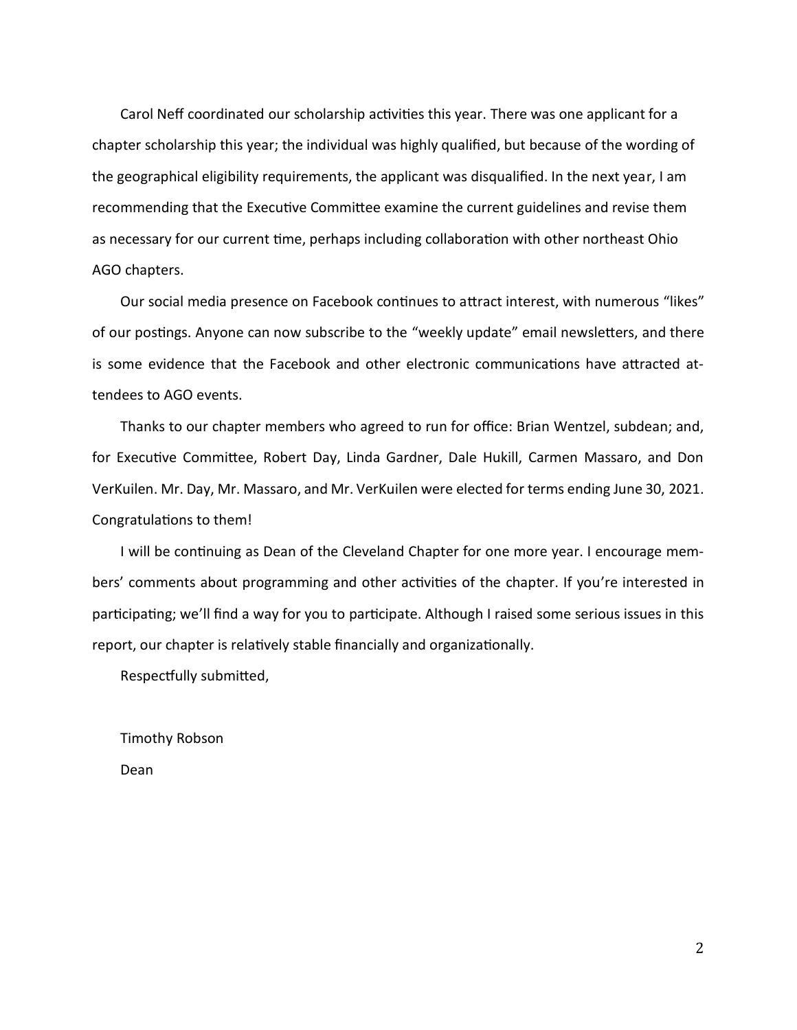Carol Neff coordinated our scholarship activities this year. There was one applicant for a chapter scholarship this year; the individual was highly qualified, but because of the wording of the geographical eligibility requirements, the applicant was disqualified. In the next year, I am recommending that the Executive Committee examine the current guidelines and revise them as necessary for our current time, perhaps including collaboration with other northeast Ohio AGO chapters.

Our social media presence on Facebook continues to attract interest, with numerous "likes" of our postings. Anyone can now subscribe to the "weekly update" email newsletters, and there is some evidence that the Facebook and other electronic communications have attracted attendees to AGO events.

Thanks to our chapter members who agreed to run for office: Brian Wentzel, subdean; and, for Executive Committee, Robert Day, Linda Gardner, Dale Hukill, Carmen Massaro, and Don VerKuilen. Mr. Day, Mr. Massaro, and Mr. VerKuilen were elected for terms ending June 30, 2021. Congratulations to them!

I will be continuing as Dean of the Cleveland Chapter for one more year. I encourage members' comments about programming and other activities of the chapter. If you're interested in participating; we'll find a way for you to participate. Although I raised some serious issues in this report, our chapter is relatively stable financially and organizationally.

Respectfully submitted,

Timothy Robson

Dean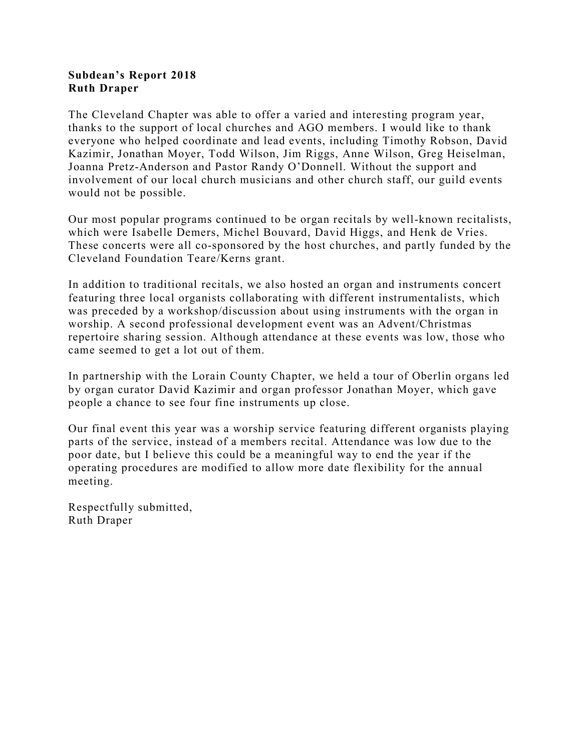**Subdean's Report 2018**
**Ruth Draper**

The Cleveland Chapter was able to offer a varied and interesting program year, thanks to the support of local churches and AGO members. I would like to thank everyone who helped coordinate and lead events, including Timothy Robson, David Kazimir, Jonathan Moyer, Todd Wilson, Jim Riggs, Anne Wilson, Greg Heiselman, Joanna Pretz-Anderson and Pastor Randy O'Donnell. Without the support and involvement of our local church musicians and other church staff, our guild events would not be possible.

Our most popular programs continued to be organ recitals by well-known recitalists, which were Isabelle Demers, Michel Bouvard, David Higgs, and Henk de Vries. These concerts were all co-sponsored by the host churches, and partly funded by the Cleveland Foundation Teare/Kerns grant.

In addition to traditional recitals, we also hosted an organ and instruments concert featuring three local organists collaborating with different instrumentalists, which was preceded by a workshop/discussion about using instruments with the organ in worship. A second professional development event was an Advent/Christmas repertoire sharing session. Although attendance at these events was low, those who came seemed to get a lot out of them.

In partnership with the Lorain County Chapter, we held a tour of Oberlin organs led by organ curator David Kazimir and organ professor Jonathan Moyer, which gave people a chance to see four fine instruments up close.

Our final event this year was a worship service featuring different organists playing parts of the service, instead of a members recital. Attendance was low due to the poor date, but I believe this could be a meaningful way to end the year if the operating procedures are modified to allow more date flexibility for the annual meeting.

Respectfully submitted,
Ruth Draper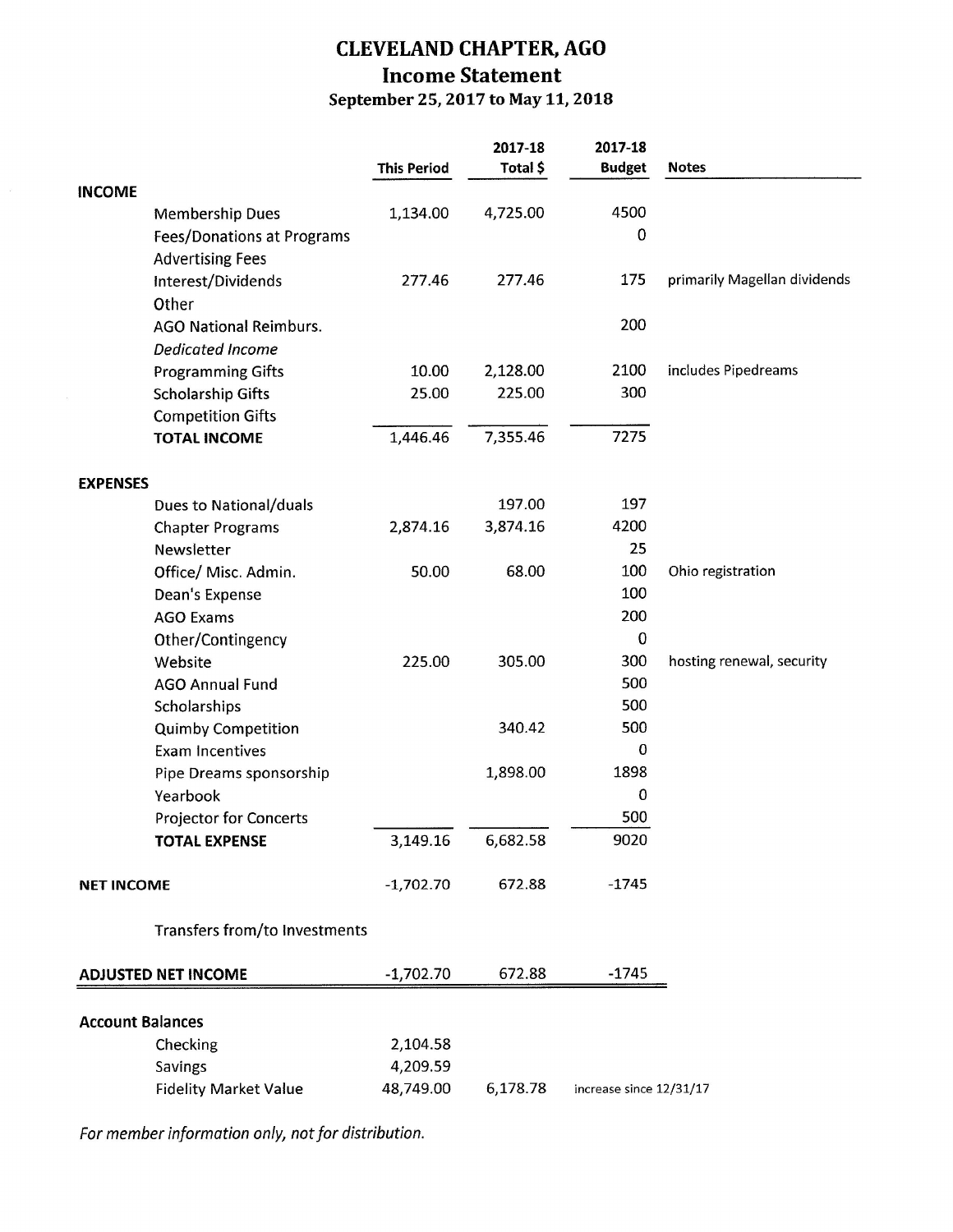# CLEVELAND CHAPTER, AGO

## Income Statement

### September 25, 2017 to May 11, 2018

| | This Period | 2017-18 Total $ | 2017-18 Budget | Notes |
|---|---|---|---|---|
| **INCOME** | | | | |
| Membership Dues | 1,134.00 | 4,725.00 | 4500 | |
| Fees/Donations at Programs | | | 0 | |
| Advertising Fees | | | | |
| Interest/Dividends | 277.46 | 277.46 | 175 | primarily Magellan dividends |
| Other | | | | |
| AGO National Reimburs. | | | 200 | |
| *Dedicated Income* | | | | |
| Programming Gifts | 10.00 | 2,128.00 | 2100 | includes Pipedreams |
| Scholarship Gifts | 25.00 | 225.00 | 300 | |
| Competition Gifts | | | | |
| **TOTAL INCOME** | 1,446.46 | 7,355.46 | 7275 | |
| | | | | |
| **EXPENSES** | | | | |
| Dues to National/duals | | 197.00 | 197 | |
| Chapter Programs | 2,874.16 | 3,874.16 | 4200 | |
| Newsletter | | | 25 | |
| Office/ Misc. Admin. | 50.00 | 68.00 | 100 | Ohio registration |
| Dean's Expense | | | 100 | |
| AGO Exams | | | 200 | |
| Other/Contingency | | | 0 | |
| Website | 225.00 | 305.00 | 300 | hosting renewal, security |
| AGO Annual Fund | | | 500 | |
| Scholarships | | | 500 | |
| Quimby Competition | | 340.42 | 500 | |
| Exam Incentives | | | 0 | |
| Pipe Dreams sponsorship | | 1,898.00 | 1898 | |
| Yearbook | | | 0 | |
| Projector for Concerts | | | 500 | |
| **TOTAL EXPENSE** | 3,149.16 | 6,682.58 | 9020 | |
| | | | | |
| **NET INCOME** | -1,702.70 | 672.88 | -1745 | |
| | | | | |
| Transfers from/to Investments | | | | |
| | | | | |
| **ADJUSTED NET INCOME** | -1,702.70 | 672.88 | -1745 | |

**Account Balances**

| | | | |
|---|---|---|---|
| Checking | 2,104.58 | | |
| Savings | 4,209.59 | | |
| Fidelity Market Value | 48,749.00 | 6,178.78 | increase since 12/31/17 |

*For member information only, not for distribution.*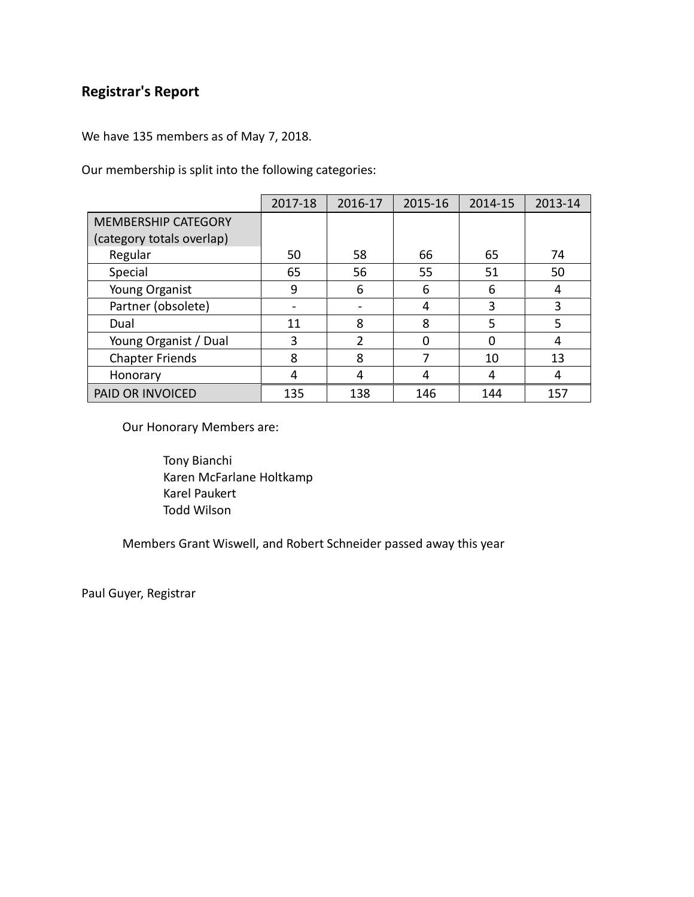## Registrar's Report

We have 135 members as of May 7, 2018.

Our membership is split into the following categories:

| | 2017-18 | 2016-17 | 2015-16 | 2014-15 | 2013-14 |
|---|---|---|---|---|---|
| MEMBERSHIP CATEGORY (category totals overlap) | | | | | |
| Regular | 50 | 58 | 66 | 65 | 74 |
| Special | 65 | 56 | 55 | 51 | 50 |
| Young Organist | 9 | 6 | 6 | 6 | 4 |
| Partner (obsolete) | - | - | 4 | 3 | 3 |
| Dual | 11 | 8 | 8 | 5 | 5 |
| Young Organist / Dual | 3 | 2 | 0 | 0 | 4 |
| Chapter Friends | 8 | 8 | 7 | 10 | 13 |
| Honorary | 4 | 4 | 4 | 4 | 4 |
| PAID OR INVOICED | 135 | 138 | 146 | 144 | 157 |

Our Honorary Members are:

Tony Bianchi
Karen McFarlane Holtkamp
Karel Paukert
Todd Wilson

Members Grant Wiswell, and Robert Schneider passed away this year

Paul Guyer, Registrar